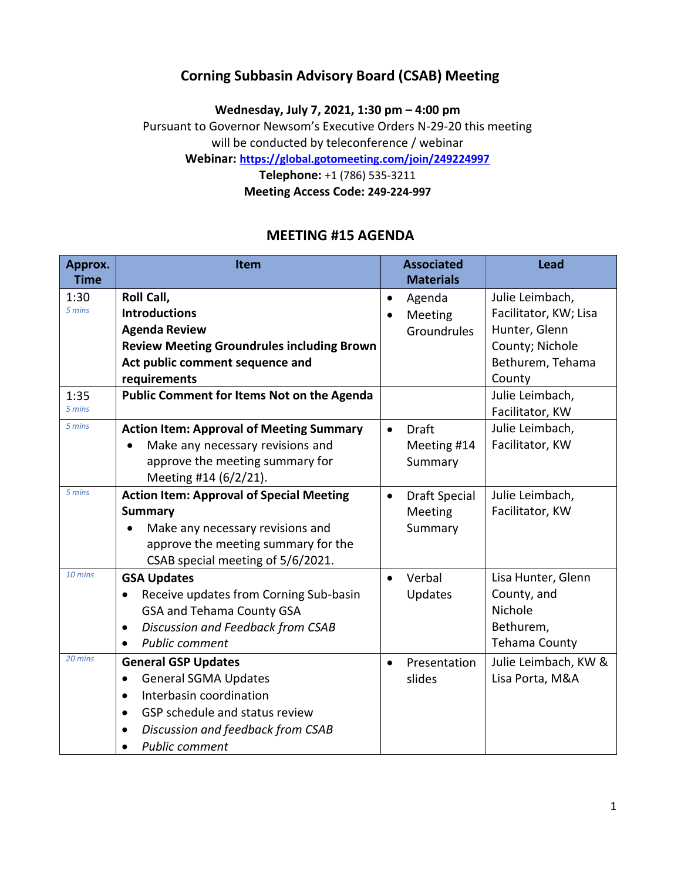# Corning Subbasin Advisory Board (CSAB) Meeting

**Wednesday, July 7, 2021, 1:30 pm – 4:00 pm**

Pursuant to Governor Newsom's Executive Orders N-29-20 this meeting will be conducted by teleconference / webinar

**Webinar:** **https://global.gotomeeting.com/join/249224997**

**Telephone:** +1 (786) 535-3211

**Meeting Access Code: 249-224-997**

## MEETING #15 AGENDA

| Approx. Time | Item | Associated Materials | Lead |
|---|---|---|---|
| 1:30 <br> *5 mins* | **Roll Call,** <br> **Introductions** <br> **Agenda Review** <br> **Review Meeting Groundrules including Brown Act public comment sequence and requirements** | • Agenda <br> • Meeting Groundrules | Julie Leimbach, Facilitator, KW; Lisa Hunter, Glenn County; Nichole Bethurem, Tehama County |
| 1:35 <br> *5 mins* | **Public Comment for Items Not on the Agenda** | | Julie Leimbach, Facilitator, KW |
| *5 mins* | **Action Item: Approval of Meeting Summary** <br> • Make any necessary revisions and approve the meeting summary for Meeting #14 (6/2/21). | • Draft Meeting #14 Summary | Julie Leimbach, Facilitator, KW |
| *5 mins* | **Action Item: Approval of Special Meeting Summary** <br> • Make any necessary revisions and approve the meeting summary for the CSAB special meeting of 5/6/2021. | • Draft Special Meeting Summary | Julie Leimbach, Facilitator, KW |
| *10 mins* | **GSA Updates** <br> • Receive updates from Corning Sub-basin GSA and Tehama County GSA <br> • *Discussion and Feedback from CSAB* <br> • *Public comment* | • Verbal Updates | Lisa Hunter, Glenn County, and Nichole Bethurem, Tehama County |
| *20 mins* | **General GSP Updates** <br> • General SGMA Updates <br> • Interbasin coordination <br> • GSP schedule and status review <br> • *Discussion and feedback from CSAB* <br> • *Public comment* | • Presentation slides | Julie Leimbach, KW & Lisa Porta, M&A |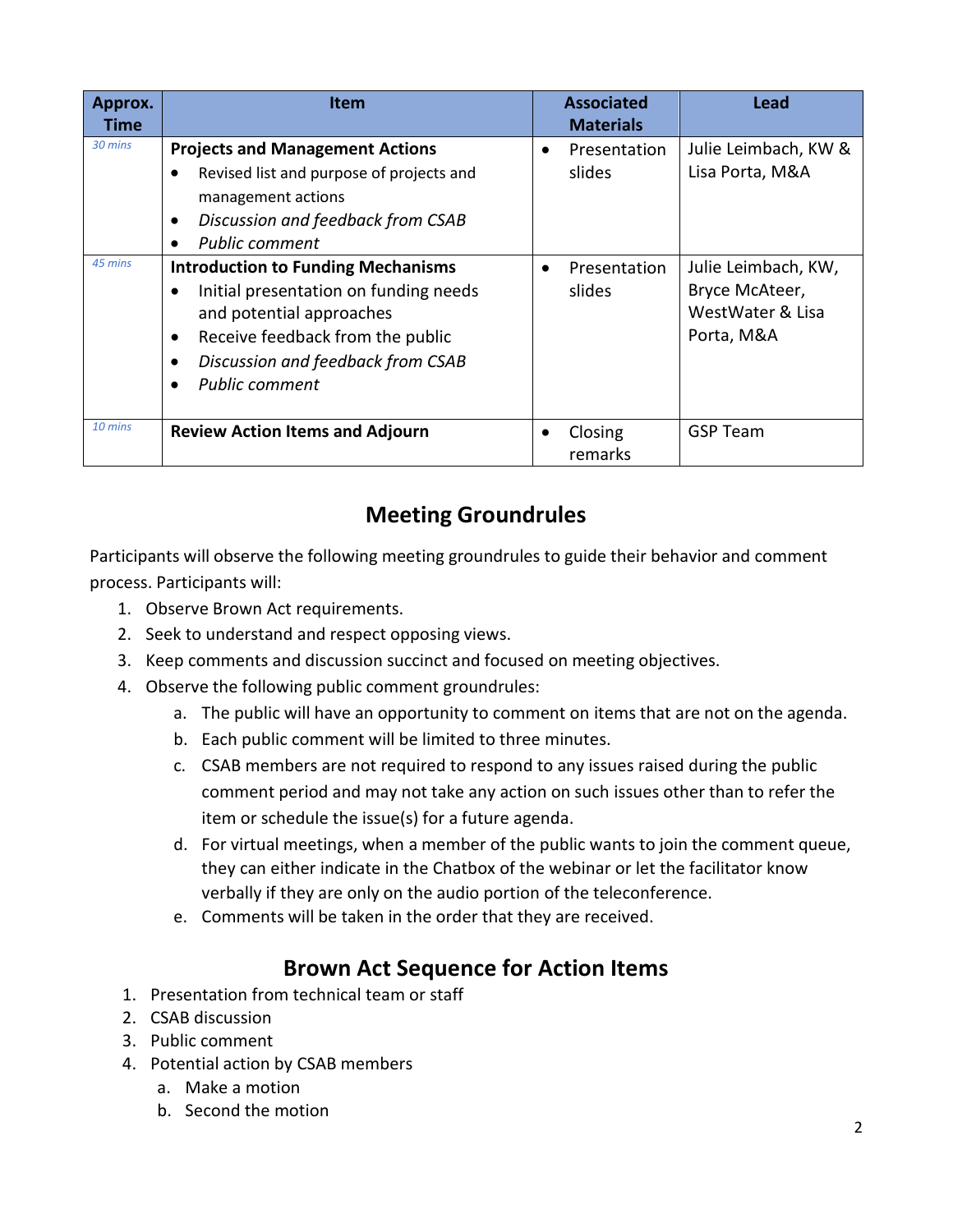| Approx. Time | Item | Associated Materials | Lead |
|---|---|---|---|
| *30 mins* | **Projects and Management Actions**<br>• Revised list and purpose of projects and management actions<br>• *Discussion and feedback from CSAB*<br>• *Public comment* | • Presentation slides | Julie Leimbach, KW & Lisa Porta, M&A |
| *45 mins* | **Introduction to Funding Mechanisms**<br>• Initial presentation on funding needs and potential approaches<br>• Receive feedback from the public<br>• *Discussion and feedback from CSAB*<br>• *Public comment* | • Presentation slides | Julie Leimbach, KW, Bryce McAteer, WestWater & Lisa Porta, M&A |
| *10 mins* | **Review Action Items and Adjourn** | • Closing remarks | GSP Team |

## Meeting Groundrules

Participants will observe the following meeting groundrules to guide their behavior and comment process. Participants will:

1. Observe Brown Act requirements.
2. Seek to understand and respect opposing views.
3. Keep comments and discussion succinct and focused on meeting objectives.
4. Observe the following public comment groundrules:
   a. The public will have an opportunity to comment on items that are not on the agenda.
   b. Each public comment will be limited to three minutes.
   c. CSAB members are not required to respond to any issues raised during the public comment period and may not take any action on such issues other than to refer the item or schedule the issue(s) for a future agenda.
   d. For virtual meetings, when a member of the public wants to join the comment queue, they can either indicate in the Chatbox of the webinar or let the facilitator know verbally if they are only on the audio portion of the teleconference.
   e. Comments will be taken in the order that they are received.

## Brown Act Sequence for Action Items

1. Presentation from technical team or staff
2. CSAB discussion
3. Public comment
4. Potential action by CSAB members
   a. Make a motion
   b. Second the motion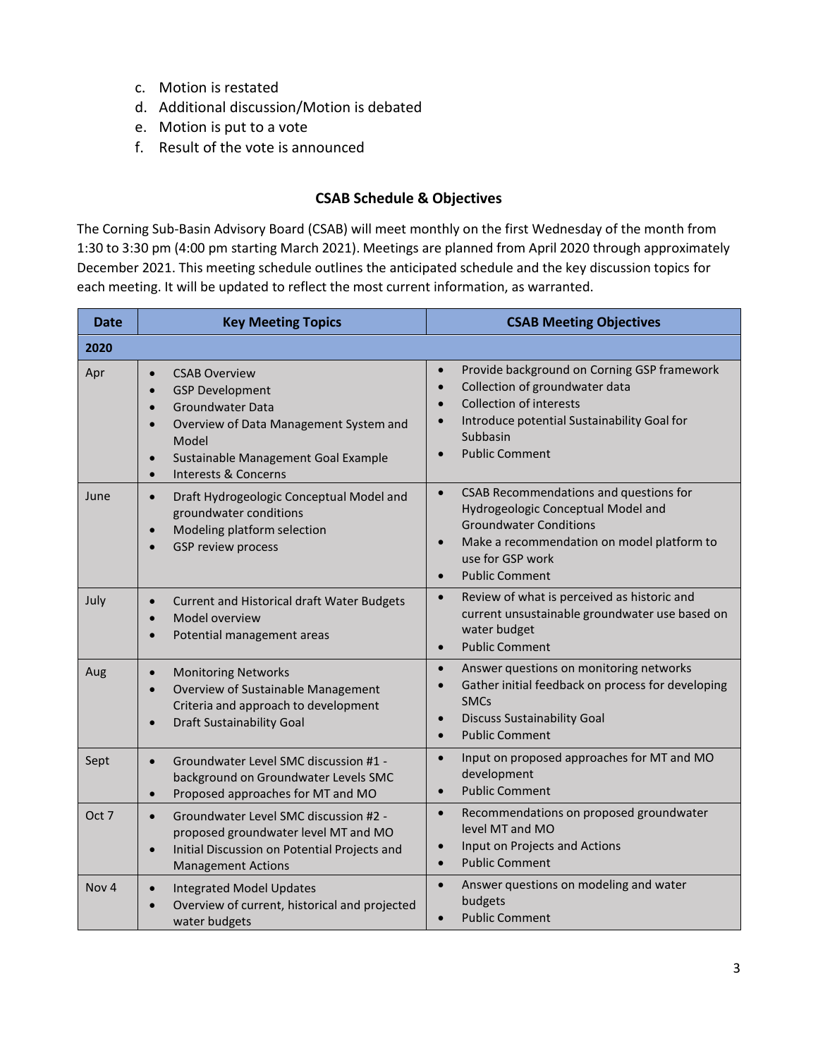c. Motion is restated
d. Additional discussion/Motion is debated
e. Motion is put to a vote
f. Result of the vote is announced

## CSAB Schedule & Objectives

The Corning Sub-Basin Advisory Board (CSAB) will meet monthly on the first Wednesday of the month from 1:30 to 3:30 pm (4:00 pm starting March 2021). Meetings are planned from April 2020 through approximately December 2021. This meeting schedule outlines the anticipated schedule and the key discussion topics for each meeting. It will be updated to reflect the most current information, as warranted.

| Date | Key Meeting Topics | CSAB Meeting Objectives |
|---|---|---|
| **2020** | | |
| Apr | • CSAB Overview<br>• GSP Development<br>• Groundwater Data<br>• Overview of Data Management System and Model<br>• Sustainable Management Goal Example<br>• Interests & Concerns | • Provide background on Corning GSP framework<br>• Collection of groundwater data<br>• Collection of interests<br>• Introduce potential Sustainability Goal for Subbasin<br>• Public Comment |
| June | • Draft Hydrogeologic Conceptual Model and groundwater conditions<br>• Modeling platform selection<br>• GSP review process | • CSAB Recommendations and questions for Hydrogeologic Conceptual Model and Groundwater Conditions<br>• Make a recommendation on model platform to use for GSP work<br>• Public Comment |
| July | • Current and Historical draft Water Budgets<br>• Model overview<br>• Potential management areas | • Review of what is perceived as historic and current unsustainable groundwater use based on water budget<br>• Public Comment |
| Aug | • Monitoring Networks<br>• Overview of Sustainable Management Criteria and approach to development<br>• Draft Sustainability Goal | • Answer questions on monitoring networks<br>• Gather initial feedback on process for developing SMCs<br>• Discuss Sustainability Goal<br>• Public Comment |
| Sept | • Groundwater Level SMC discussion #1 - background on Groundwater Levels SMC<br>• Proposed approaches for MT and MO | • Input on proposed approaches for MT and MO development<br>• Public Comment |
| Oct 7 | • Groundwater Level SMC discussion #2 - proposed groundwater level MT and MO<br>• Initial Discussion on Potential Projects and Management Actions | • Recommendations on proposed groundwater level MT and MO<br>• Input on Projects and Actions<br>• Public Comment |
| Nov 4 | • Integrated Model Updates<br>• Overview of current, historical and projected water budgets | • Answer questions on modeling and water budgets<br>• Public Comment |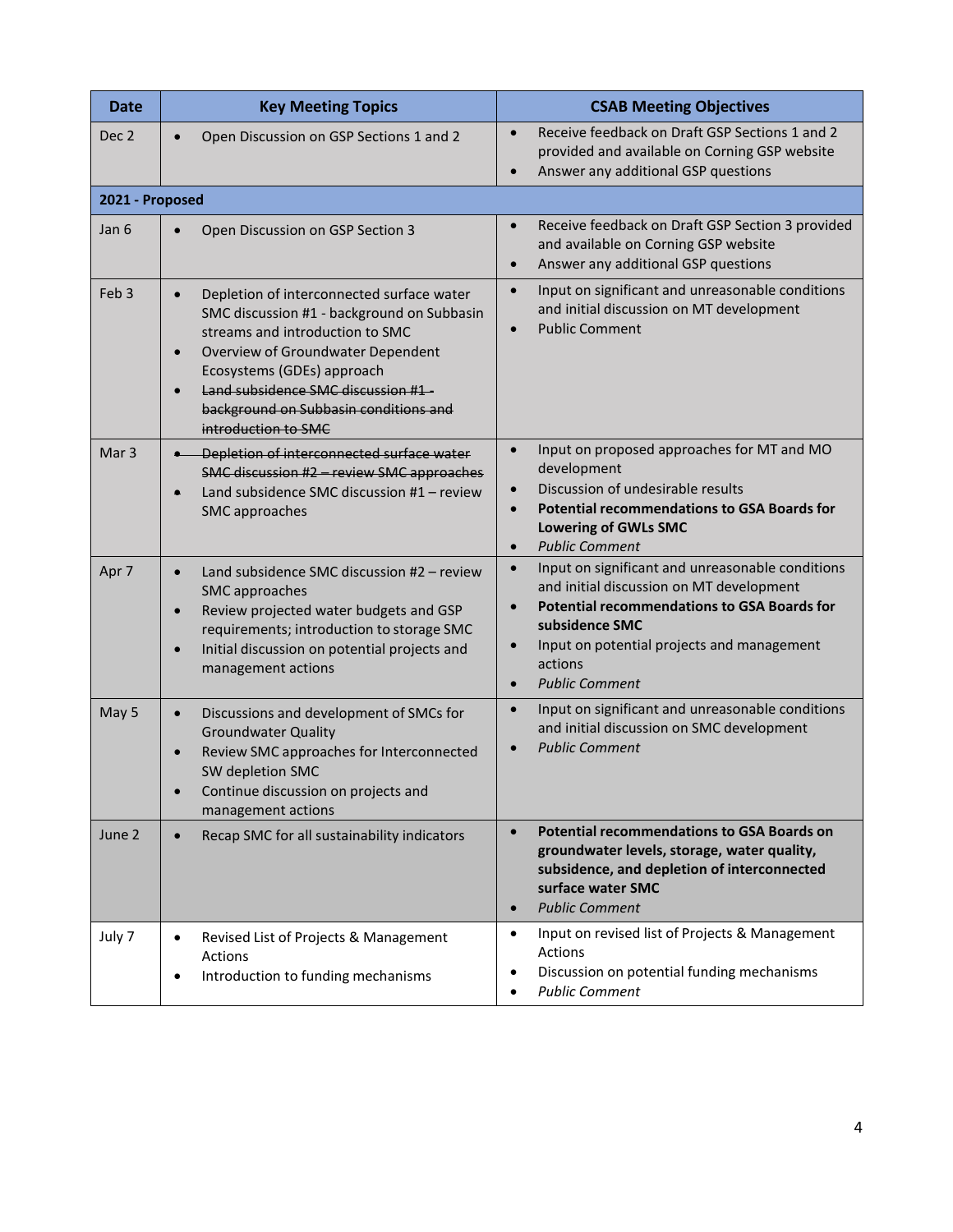| Date | Key Meeting Topics | CSAB Meeting Objectives |
|---|---|---|
| Dec 2 | • Open Discussion on GSP Sections 1 and 2 | • Receive feedback on Draft GSP Sections 1 and 2 provided and available on Corning GSP website<br>• Answer any additional GSP questions |
| **2021 - Proposed** | | |
| Jan 6 | • Open Discussion on GSP Section 3 | • Receive feedback on Draft GSP Section 3 provided and available on Corning GSP website<br>• Answer any additional GSP questions |
| Feb 3 | • Depletion of interconnected surface water SMC discussion #1 - background on Subbasin streams and introduction to SMC<br>• Overview of Groundwater Dependent Ecosystems (GDEs) approach<br>• ~~Land subsidence SMC discussion #1 - background on Subbasin conditions and introduction to SMC~~ | • Input on significant and unreasonable conditions and initial discussion on MT development<br>• Public Comment |
| Mar 3 | • ~~Depletion of interconnected surface water SMC discussion #2 – review SMC approaches~~<br>• Land subsidence SMC discussion #1 – review SMC approaches | • Input on proposed approaches for MT and MO development<br>• Discussion of undesirable results<br>• **Potential recommendations to GSA Boards for Lowering of GWLs SMC**<br>• *Public Comment* |
| Apr 7 | • Land subsidence SMC discussion #2 – review SMC approaches<br>• Review projected water budgets and GSP requirements; introduction to storage SMC<br>• Initial discussion on potential projects and management actions | • Input on significant and unreasonable conditions and initial discussion on MT development<br>• **Potential recommendations to GSA Boards for subsidence SMC**<br>• Input on potential projects and management actions<br>• *Public Comment* |
| May 5 | • Discussions and development of SMCs for Groundwater Quality<br>• Review SMC approaches for Interconnected SW depletion SMC<br>• Continue discussion on projects and management actions | • Input on significant and unreasonable conditions and initial discussion on SMC development<br>• *Public Comment* |
| June 2 | • Recap SMC for all sustainability indicators | • **Potential recommendations to GSA Boards on groundwater levels, storage, water quality, subsidence, and depletion of interconnected surface water SMC**<br>• *Public Comment* |
| July 7 | • Revised List of Projects & Management Actions<br>• Introduction to funding mechanisms | • Input on revised list of Projects & Management Actions<br>• Discussion on potential funding mechanisms<br>• *Public Comment* |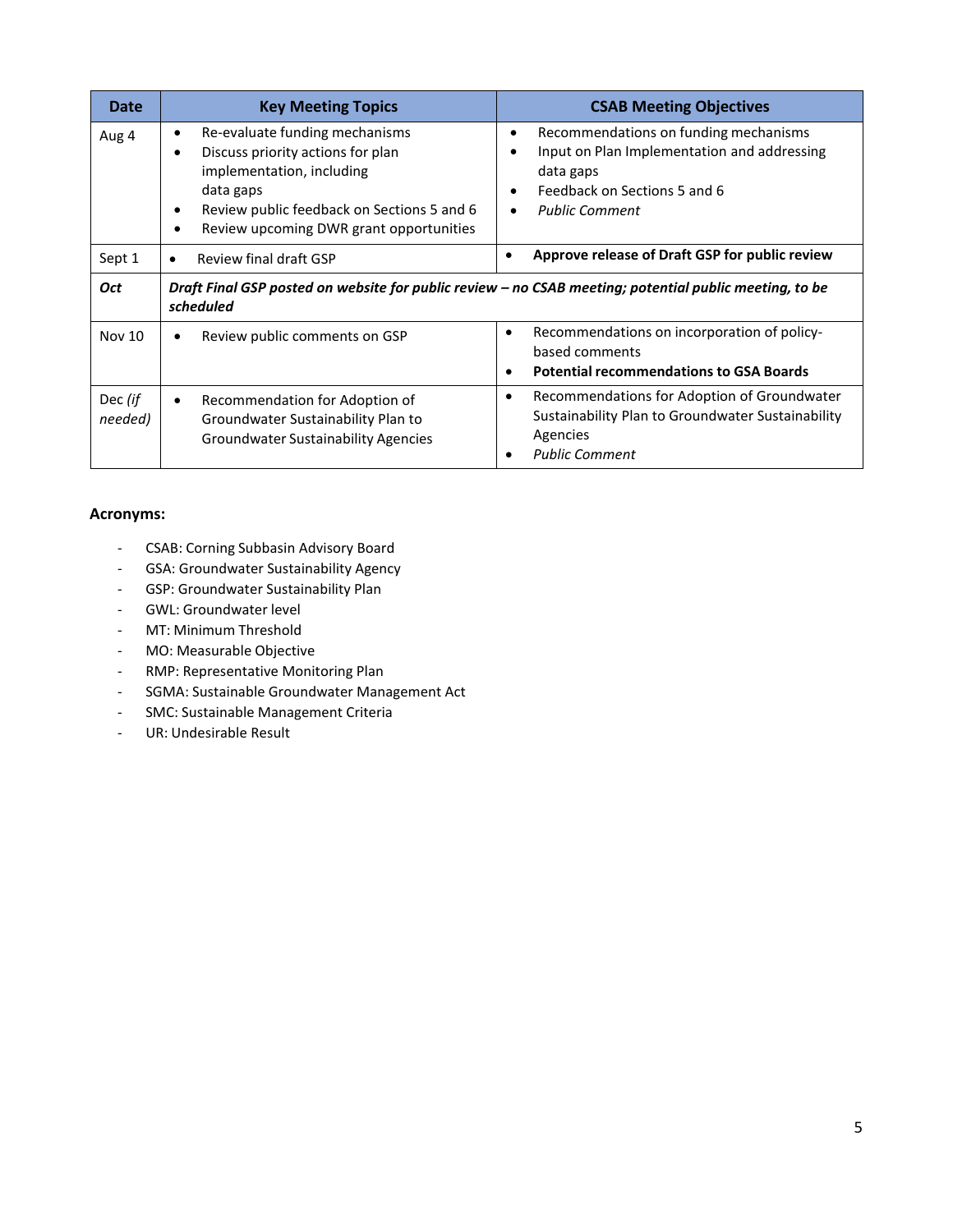| Date | Key Meeting Topics | CSAB Meeting Objectives |
|---|---|---|
| Aug 4 | • Re-evaluate funding mechanisms<br>• Discuss priority actions for plan implementation, including data gaps<br>• Review public feedback on Sections 5 and 6<br>• Review upcoming DWR grant opportunities | • Recommendations on funding mechanisms<br>• Input on Plan Implementation and addressing data gaps<br>• Feedback on Sections 5 and 6<br>• *Public Comment* |
| Sept 1 | • Review final draft GSP | • **Approve release of Draft GSP for public review** |
| ***Oct*** | ***Draft Final GSP posted on website for public review – no CSAB meeting; potential public meeting, to be scheduled*** | |
| Nov 10 | • Review public comments on GSP | • Recommendations on incorporation of policy-based comments<br>• **Potential recommendations to GSA Boards** |
| Dec *(if needed)* | • Recommendation for Adoption of Groundwater Sustainability Plan to Groundwater Sustainability Agencies | • Recommendations for Adoption of Groundwater Sustainability Plan to Groundwater Sustainability Agencies<br>• *Public Comment* |

**Acronyms:**

- CSAB: Corning Subbasin Advisory Board
- GSA: Groundwater Sustainability Agency
- GSP: Groundwater Sustainability Plan
- GWL: Groundwater level
- MT: Minimum Threshold
- MO: Measurable Objective
- RMP: Representative Monitoring Plan
- SGMA: Sustainable Groundwater Management Act
- SMC: Sustainable Management Criteria
- UR: Undesirable Result